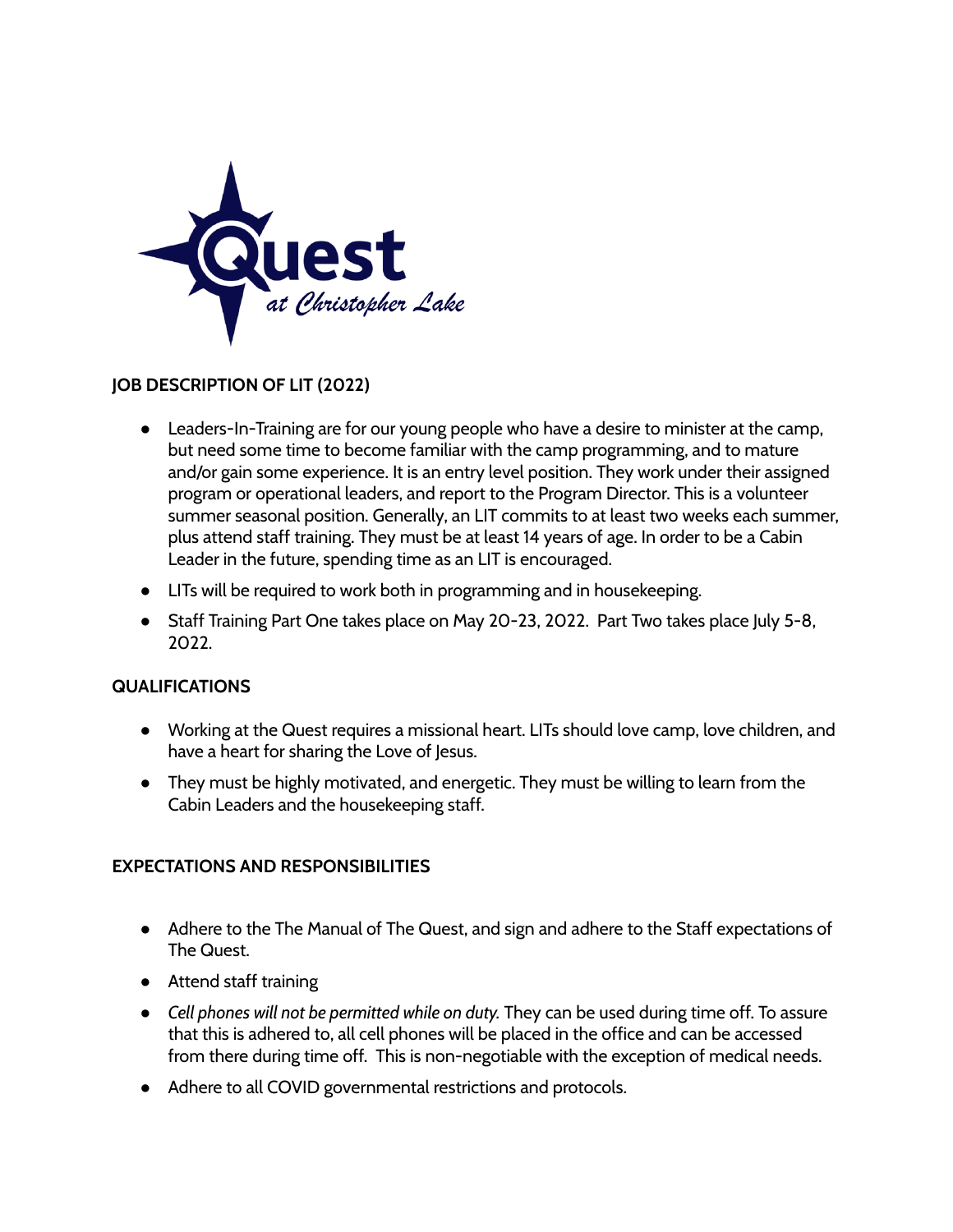Quest at Christopher Lake

**JOB DESCRIPTION OF LIT (2022)**

- Leaders-In-Training are for our young people who have a desire to minister at the camp, but need some time to become familiar with the camp programming, and to mature and/or gain some experience. It is an entry level position. They work under their assigned program or operational leaders, and report to the Program Director. This is a volunteer summer seasonal position. Generally, an LIT commits to at least two weeks each summer, plus attend staff training. They must be at least 14 years of age. In order to be a Cabin Leader in the future, spending time as an LIT is encouraged.
- LITs will be required to work both in programming and in housekeeping.
- Staff Training Part One takes place on May 20-23, 2022. Part Two takes place July 5-8, 2022.

**QUALIFICATIONS**

- Working at the Quest requires a missional heart. LITs should love camp, love children, and have a heart for sharing the Love of Jesus.
- They must be highly motivated, and energetic. They must be willing to learn from the Cabin Leaders and the housekeeping staff.

**EXPECTATIONS AND RESPONSIBILITIES**

- Adhere to the The Manual of The Quest, and sign and adhere to the Staff expectations of The Quest.
- Attend staff training
- *Cell phones will not be permitted while on duty.* They can be used during time off. To assure that this is adhered to, all cell phones will be placed in the office and can be accessed from there during time off. This is non-negotiable with the exception of medical needs.
- Adhere to all COVID governmental restrictions and protocols.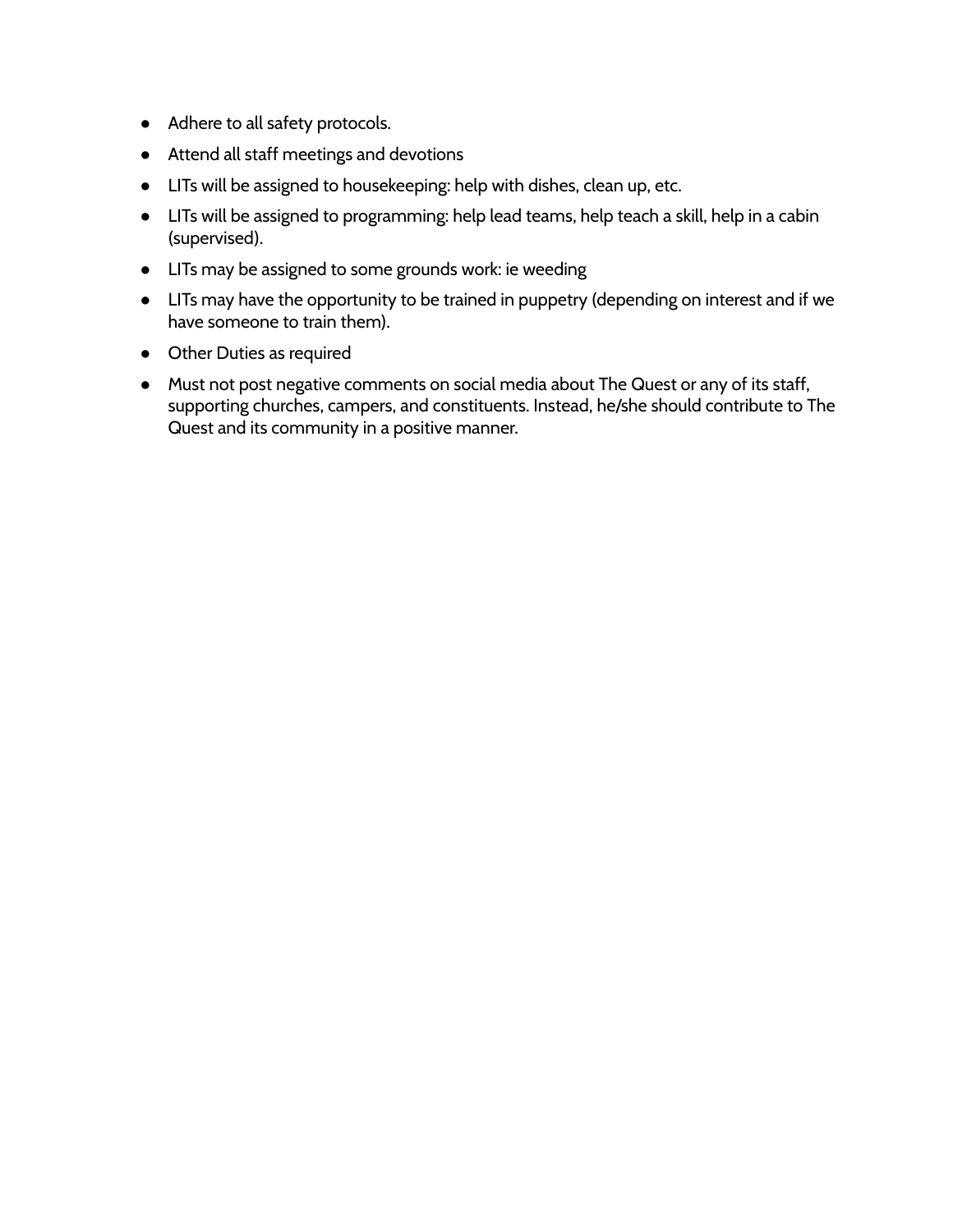- Adhere to all safety protocols.
- Attend all staff meetings and devotions
- LITs will be assigned to housekeeping: help with dishes, clean up, etc.
- LITs will be assigned to programming: help lead teams, help teach a skill, help in a cabin (supervised).
- LITs may be assigned to some grounds work: ie weeding
- LITs may have the opportunity to be trained in puppetry (depending on interest and if we have someone to train them).
- Other Duties as required
- Must not post negative comments on social media about The Quest or any of its staff, supporting churches, campers, and constituents. Instead, he/she should contribute to The Quest and its community in a positive manner.